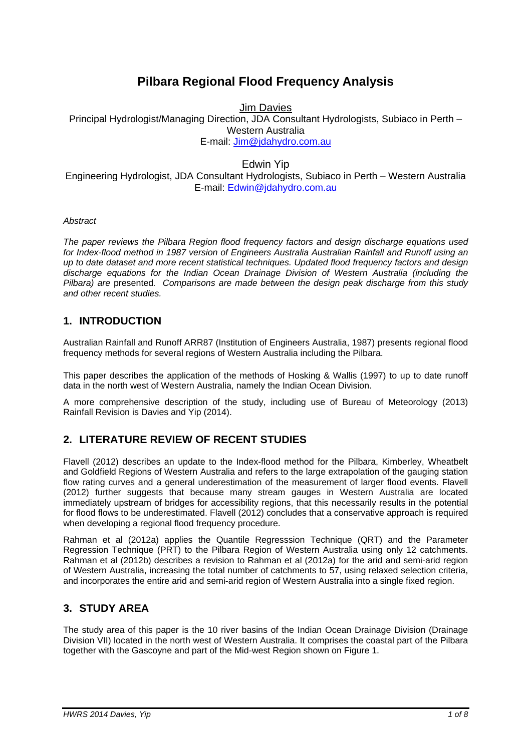# Pilbara Regional Flood Frequency Analysis

Jim Davies
Principal Hydrologist/Managing Direction, JDA Consultant Hydrologists, Subiaco in Perth – Western Australia
E-mail: Jim@jdahydro.com.au

Edwin Yip
Engineering Hydrologist, JDA Consultant Hydrologists, Subiaco in Perth – Western Australia
E-mail: Edwin@jdahydro.com.au

*Abstract*

*The paper reviews the Pilbara Region flood frequency factors and design discharge equations used for Index-flood method in 1987 version of Engineers Australia Australian Rainfall and Runoff using an up to date dataset and more recent statistical techniques. Updated flood frequency factors and design discharge equations for the Indian Ocean Drainage Division of Western Australia (including the Pilbara) are* presented*. Comparisons are made between the design peak discharge from this study and other recent studies.*

## 1. INTRODUCTION

Australian Rainfall and Runoff ARR87 (Institution of Engineers Australia, 1987) presents regional flood frequency methods for several regions of Western Australia including the Pilbara.

This paper describes the application of the methods of Hosking & Wallis (1997) to up to date runoff data in the north west of Western Australia, namely the Indian Ocean Division.

A more comprehensive description of the study, including use of Bureau of Meteorology (2013) Rainfall Revision is Davies and Yip (2014).

## 2. LITERATURE REVIEW OF RECENT STUDIES

Flavell (2012) describes an update to the Index-flood method for the Pilbara, Kimberley, Wheatbelt and Goldfield Regions of Western Australia and refers to the large extrapolation of the gauging station flow rating curves and a general underestimation of the measurement of larger flood events. Flavell (2012) further suggests that because many stream gauges in Western Australia are located immediately upstream of bridges for accessibility regions, that this necessarily results in the potential for flood flows to be underestimated. Flavell (2012) concludes that a conservative approach is required when developing a regional flood frequency procedure.

Rahman et al (2012a) applies the Quantile Regresssion Technique (QRT) and the Parameter Regression Technique (PRT) to the Pilbara Region of Western Australia using only 12 catchments. Rahman et al (2012b) describes a revision to Rahman et al (2012a) for the arid and semi-arid region of Western Australia, increasing the total number of catchments to 57, using relaxed selection criteria, and incorporates the entire arid and semi-arid region of Western Australia into a single fixed region.

## 3. STUDY AREA

The study area of this paper is the 10 river basins of the Indian Ocean Drainage Division (Drainage Division VII) located in the north west of Western Australia. It comprises the coastal part of the Pilbara together with the Gascoyne and part of the Mid-west Region shown on Figure 1.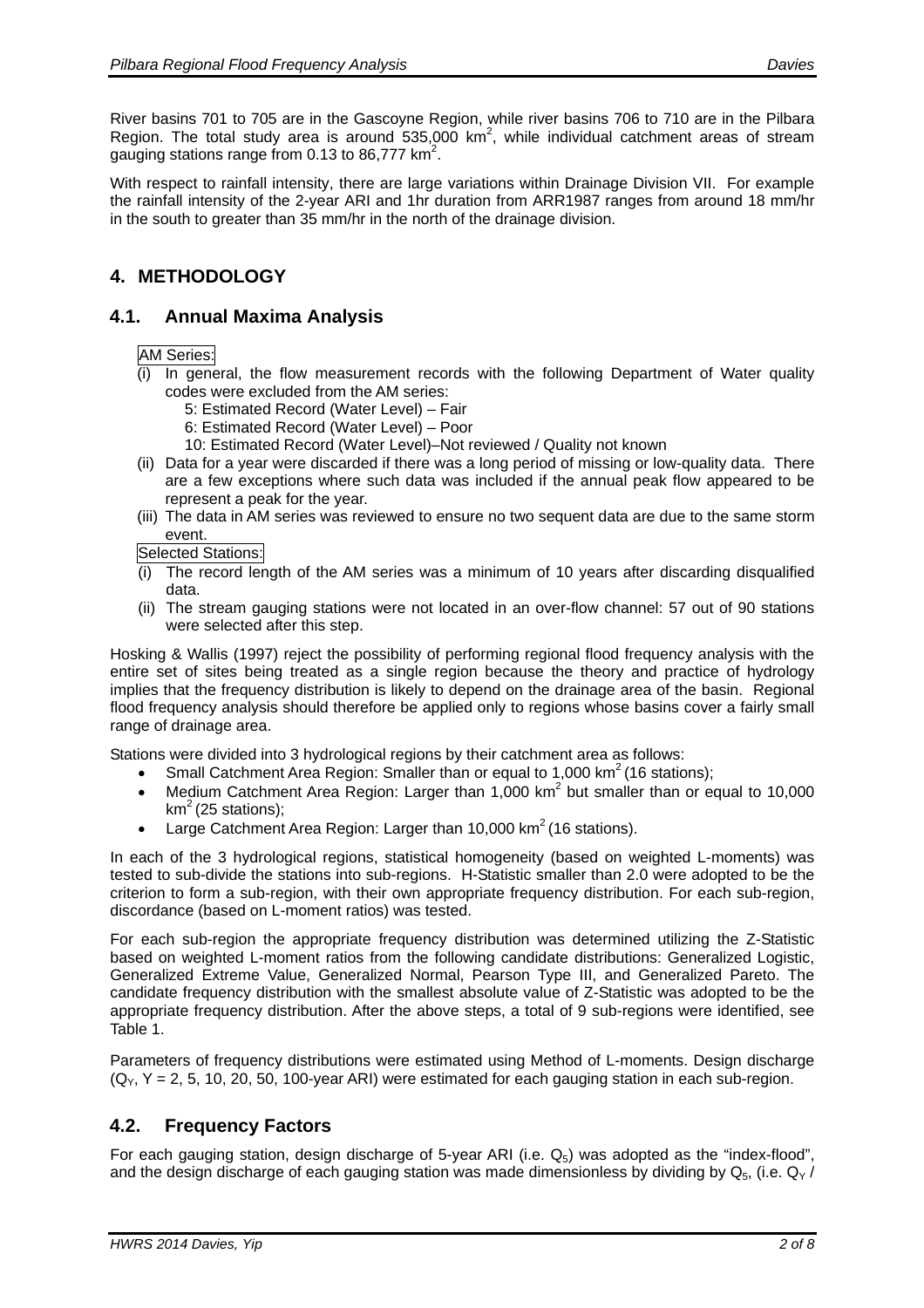River basins 701 to 705 are in the Gascoyne Region, while river basins 706 to 710 are in the Pilbara Region. The total study area is around 535,000 km$^2$, while individual catchment areas of stream gauging stations range from 0.13 to 86,777 km$^2$.

With respect to rainfall intensity, there are large variations within Drainage Division VII. For example the rainfall intensity of the 2-year ARI and 1hr duration from ARR1987 ranges from around 18 mm/hr in the south to greater than 35 mm/hr in the north of the drainage division.

## 4. METHODOLOGY

### 4.1. Annual Maxima Analysis

AM Series:

(i) In general, the flow measurement records with the following Department of Water quality codes were excluded from the AM series:
 5: Estimated Record (Water Level) – Fair
 6: Estimated Record (Water Level) – Poor
 10: Estimated Record (Water Level)–Not reviewed / Quality not known

(ii) Data for a year were discarded if there was a long period of missing or low-quality data. There are a few exceptions where such data was included if the annual peak flow appeared to be represent a peak for the year.

(iii) The data in AM series was reviewed to ensure no two sequent data are due to the same storm event.

Selected Stations:

(i) The record length of the AM series was a minimum of 10 years after discarding disqualified data.

(ii) The stream gauging stations were not located in an over-flow channel: 57 out of 90 stations were selected after this step.

Hosking & Wallis (1997) reject the possibility of performing regional flood frequency analysis with the entire set of sites being treated as a single region because the theory and practice of hydrology implies that the frequency distribution is likely to depend on the drainage area of the basin. Regional flood frequency analysis should therefore be applied only to regions whose basins cover a fairly small range of drainage area.

Stations were divided into 3 hydrological regions by their catchment area as follows:

- Small Catchment Area Region: Smaller than or equal to 1,000 km$^2$ (16 stations);
- Medium Catchment Area Region: Larger than 1,000 km$^2$ but smaller than or equal to 10,000 km$^2$ (25 stations);
- Large Catchment Area Region: Larger than 10,000 km$^2$ (16 stations).

In each of the 3 hydrological regions, statistical homogeneity (based on weighted L-moments) was tested to sub-divide the stations into sub-regions. H-Statistic smaller than 2.0 were adopted to be the criterion to form a sub-region, with their own appropriate frequency distribution. For each sub-region, discordance (based on L-moment ratios) was tested.

For each sub-region the appropriate frequency distribution was determined utilizing the Z-Statistic based on weighted L-moment ratios from the following candidate distributions: Generalized Logistic, Generalized Extreme Value, Generalized Normal, Pearson Type III, and Generalized Pareto. The candidate frequency distribution with the smallest absolute value of Z-Statistic was adopted to be the appropriate frequency distribution. After the above steps, a total of 9 sub-regions were identified, see Table 1.

Parameters of frequency distributions were estimated using Method of L-moments. Design discharge ($Q_Y$, Y = 2, 5, 10, 20, 50, 100-year ARI) were estimated for each gauging station in each sub-region.

### 4.2. Frequency Factors

For each gauging station, design discharge of 5-year ARI (i.e. $Q_5$) was adopted as the "index-flood", and the design discharge of each gauging station was made dimensionless by dividing by $Q_5$, (i.e. $Q_Y$ /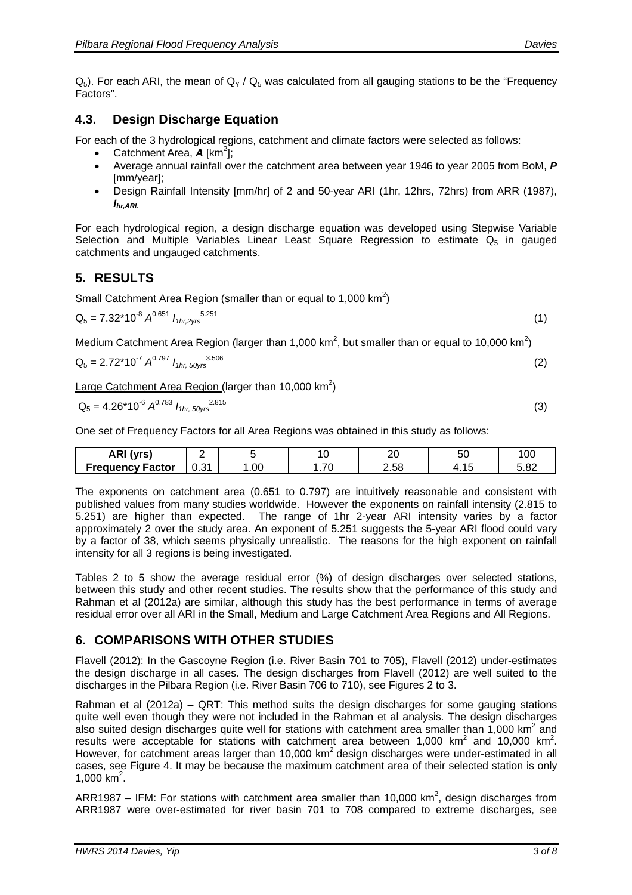$Q_5$). For each ARI, the mean of $Q_Y$ / $Q_5$ was calculated from all gauging stations to be the "Frequency Factors".

## 4.3. Design Discharge Equation

For each of the 3 hydrological regions, catchment and climate factors were selected as follows:

- Catchment Area, $\boldsymbol{A}$ [km$^2$];
- Average annual rainfall over the catchment area between year 1946 to year 2005 from BoM, $\boldsymbol{P}$ [mm/year];
- Design Rainfall Intensity [mm/hr] of 2 and 50-year ARI (1hr, 12hrs, 72hrs) from ARR (1987), $\boldsymbol{I_{hr,ARI}}$.

For each hydrological region, a design discharge equation was developed using Stepwise Variable Selection and Multiple Variables Linear Least Square Regression to estimate $Q_5$ in gauged catchments and ungauged catchments.

# 5. RESULTS

Small Catchment Area Region (smaller than or equal to 1,000 km$^2$)

$$Q_5 = 7.32 \times 10^{-8} A^{0.651} I_{1hr,2yrs}^{5.251} \quad (1)$$

Medium Catchment Area Region (larger than 1,000 km$^2$, but smaller than or equal to 10,000 km$^2$)

$$Q_5 = 2.72 \times 10^{-7} A^{0.797} I_{1hr,50yrs}^{3.506} \quad (2)$$

Large Catchment Area Region (larger than 10,000 km$^2$)

$$Q_5 = 4.26 \times 10^{-6} A^{0.783} I_{1hr,50yrs}^{2.815} \quad (3)$$

One set of Frequency Factors for all Area Regions was obtained in this study as follows:

| ARI (yrs) | 2 | 5 | 10 | 20 | 50 | 100 |
|---|---|---|---|---|---|---|
| Frequency Factor | 0.31 | 1.00 | 1.70 | 2.58 | 4.15 | 5.82 |

The exponents on catchment area (0.651 to 0.797) are intuitively reasonable and consistent with published values from many studies worldwide. However the exponents on rainfall intensity (2.815 to 5.251) are higher than expected. The range of 1hr 2-year ARI intensity varies by a factor approximately 2 over the study area. An exponent of 5.251 suggests the 5-year ARI flood could vary by a factor of 38, which seems physically unrealistic. The reasons for the high exponent on rainfall intensity for all 3 regions is being investigated.

Tables 2 to 5 show the average residual error (%) of design discharges over selected stations, between this study and other recent studies. The results show that the performance of this study and Rahman et al (2012a) are similar, although this study has the best performance in terms of average residual error over all ARI in the Small, Medium and Large Catchment Area Regions and All Regions.

# 6. COMPARISONS WITH OTHER STUDIES

Flavell (2012): In the Gascoyne Region (i.e. River Basin 701 to 705), Flavell (2012) under-estimates the design discharge in all cases. The design discharges from Flavell (2012) are well suited to the discharges in the Pilbara Region (i.e. River Basin 706 to 710), see Figures 2 to 3.

Rahman et al (2012a) – QRT: This method suits the design discharges for some gauging stations quite well even though they were not included in the Rahman et al analysis. The design discharges also suited design discharges quite well for stations with catchment area smaller than 1,000 km$^2$ and results were acceptable for stations with catchment area between 1,000 km$^2$ and 10,000 km$^2$. However, for catchment areas larger than 10,000 km$^2$ design discharges were under-estimated in all cases, see Figure 4. It may be because the maximum catchment area of their selected station is only 1,000 km$^2$.

ARR1987 – IFM: For stations with catchment area smaller than 10,000 km$^2$, design discharges from ARR1987 were over-estimated for river basin 701 to 708 compared to extreme discharges, see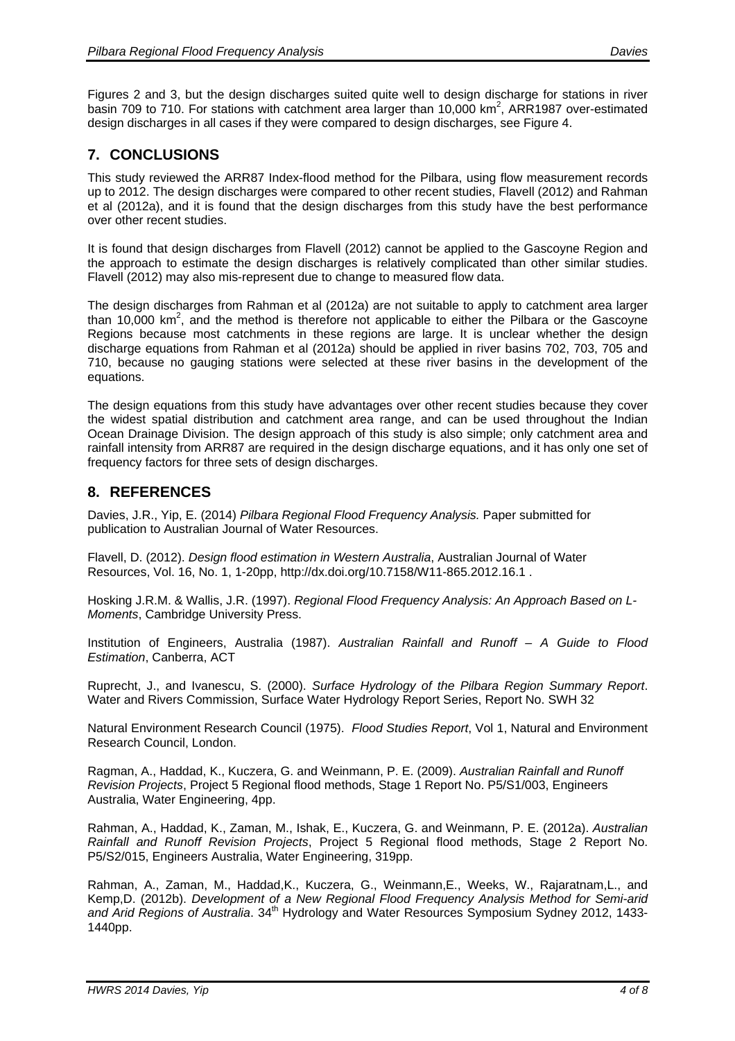Figures 2 and 3, but the design discharges suited quite well to design discharge for stations in river basin 709 to 710. For stations with catchment area larger than 10,000 km$^2$, ARR1987 over-estimated design discharges in all cases if they were compared to design discharges, see Figure 4.

## 7. CONCLUSIONS

This study reviewed the ARR87 Index-flood method for the Pilbara, using flow measurement records up to 2012. The design discharges were compared to other recent studies, Flavell (2012) and Rahman et al (2012a), and it is found that the design discharges from this study have the best performance over other recent studies.

It is found that design discharges from Flavell (2012) cannot be applied to the Gascoyne Region and the approach to estimate the design discharges is relatively complicated than other similar studies. Flavell (2012) may also mis-represent due to change to measured flow data.

The design discharges from Rahman et al (2012a) are not suitable to apply to catchment area larger than 10,000 km$^2$, and the method is therefore not applicable to either the Pilbara or the Gascoyne Regions because most catchments in these regions are large. It is unclear whether the design discharge equations from Rahman et al (2012a) should be applied in river basins 702, 703, 705 and 710, because no gauging stations were selected at these river basins in the development of the equations.

The design equations from this study have advantages over other recent studies because they cover the widest spatial distribution and catchment area range, and can be used throughout the Indian Ocean Drainage Division. The design approach of this study is also simple; only catchment area and rainfall intensity from ARR87 are required in the design discharge equations, and it has only one set of frequency factors for three sets of design discharges.

## 8. REFERENCES

Davies, J.R., Yip, E. (2014) *Pilbara Regional Flood Frequency Analysis.* Paper submitted for publication to Australian Journal of Water Resources.

Flavell, D. (2012). *Design flood estimation in Western Australia*, Australian Journal of Water Resources, Vol. 16, No. 1, 1-20pp, http://dx.doi.org/10.7158/W11-865.2012.16.1 .

Hosking J.R.M. & Wallis, J.R. (1997). *Regional Flood Frequency Analysis: An Approach Based on L-Moments*, Cambridge University Press.

Institution of Engineers, Australia (1987). *Australian Rainfall and Runoff – A Guide to Flood Estimation*, Canberra, ACT

Ruprecht, J., and Ivanescu, S. (2000). *Surface Hydrology of the Pilbara Region Summary Report*. Water and Rivers Commission, Surface Water Hydrology Report Series, Report No. SWH 32

Natural Environment Research Council (1975). *Flood Studies Report*, Vol 1, Natural and Environment Research Council, London.

Ragman, A., Haddad, K., Kuczera, G. and Weinmann, P. E. (2009). *Australian Rainfall and Runoff Revision Projects*, Project 5 Regional flood methods, Stage 1 Report No. P5/S1/003, Engineers Australia, Water Engineering, 4pp.

Rahman, A., Haddad, K., Zaman, M., Ishak, E., Kuczera, G. and Weinmann, P. E. (2012a). *Australian Rainfall and Runoff Revision Projects*, Project 5 Regional flood methods, Stage 2 Report No. P5/S2/015, Engineers Australia, Water Engineering, 319pp.

Rahman, A., Zaman, M., Haddad,K., Kuczera, G., Weinmann,E., Weeks, W., Rajaratnam,L., and Kemp,D. (2012b). *Development of a New Regional Flood Frequency Analysis Method for Semi-arid and Arid Regions of Australia*. 34th Hydrology and Water Resources Symposium Sydney 2012, 1433-1440pp.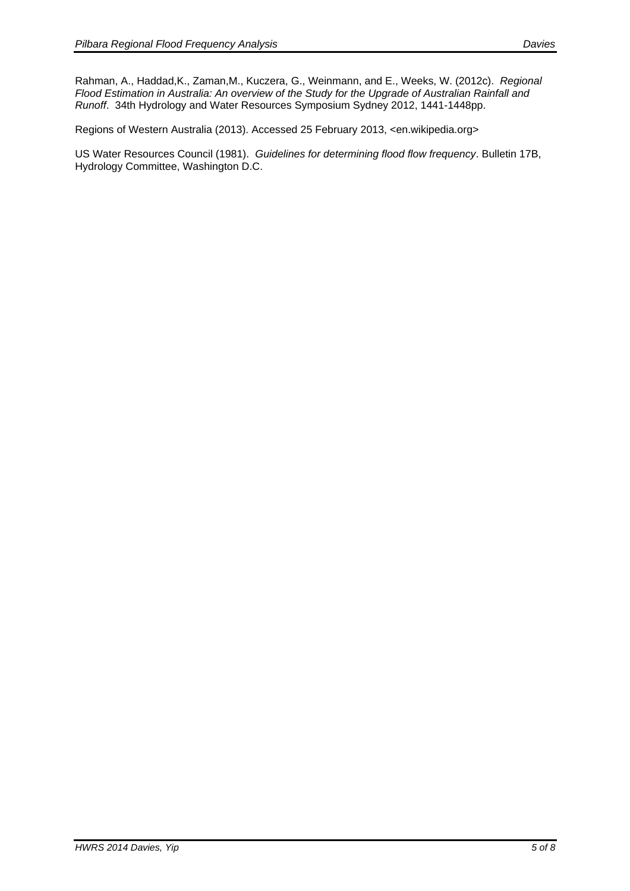Rahman, A., Haddad,K., Zaman,M., Kuczera, G., Weinmann, and E., Weeks, W. (2012c). *Regional Flood Estimation in Australia: An overview of the Study for the Upgrade of Australian Rainfall and Runoff*. 34th Hydrology and Water Resources Symposium Sydney 2012, 1441-1448pp.

Regions of Western Australia (2013). Accessed 25 February 2013, <en.wikipedia.org>

US Water Resources Council (1981). *Guidelines for determining flood flow frequency*. Bulletin 17B, Hydrology Committee, Washington D.C.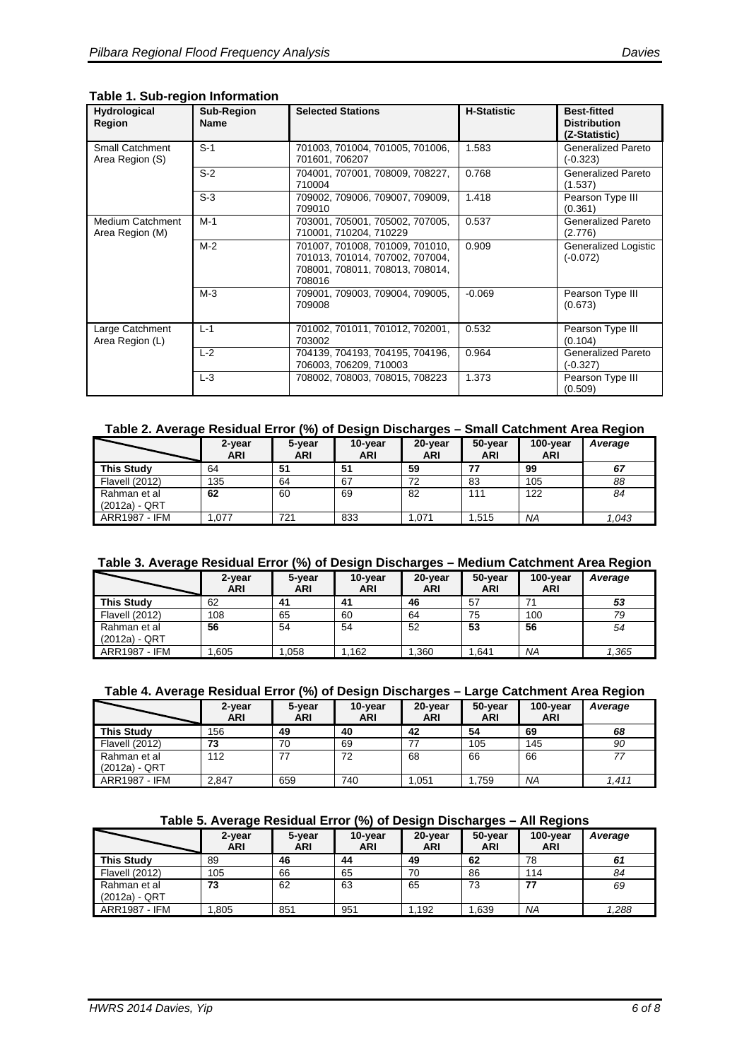**Table 1. Sub-region Information**

| Hydrological Region | Sub-Region Name | Selected Stations | H-Statistic | Best-fitted Distribution (Z-Statistic) |
|---|---|---|---|---|
| Small Catchment Area Region (S) | S-1 | 701003, 701004, 701005, 701006, 701601, 706207 | 1.583 | Generalized Pareto (-0.323) |
| | S-2 | 704001, 707001, 708009, 708227, 710004 | 0.768 | Generalized Pareto (1.537) |
| | S-3 | 709002, 709006, 709007, 709009, 709010 | 1.418 | Pearson Type III (0.361) |
| Medium Catchment Area Region (M) | M-1 | 703001, 705001, 705002, 707005, 710001, 710204, 710229 | 0.537 | Generalized Pareto (2.776) |
| | M-2 | 701007, 701008, 701009, 701010, 701013, 701014, 707002, 707004, 708001, 708011, 708013, 708014, 708016 | 0.909 | Generalized Logistic (-0.072) |
| | M-3 | 709001, 709003, 709004, 709005, 709008 | -0.069 | Pearson Type III (0.673) |
| Large Catchment Area Region (L) | L-1 | 701002, 701011, 701012, 702001, 703002 | 0.532 | Pearson Type III (0.104) |
| | L-2 | 704139, 704193, 704195, 704196, 706003, 706209, 710003 | 0.964 | Generalized Pareto (-0.327) |
| | L-3 | 708002, 708003, 708015, 708223 | 1.373 | Pearson Type III (0.509) |

**Table 2. Average Residual Error (%) of Design Discharges – Small Catchment Area Region**

| | 2-year ARI | 5-year ARI | 10-year ARI | 20-year ARI | 50-year ARI | 100-year ARI | *Average* |
|---|---|---|---|---|---|---|---|
| **This Study** | 64 | **51** | **51** | **59** | **77** | **99** | ***67*** |
| Flavell (2012) | 135 | 64 | 67 | 72 | 83 | 105 | *88* |
| Rahman et al (2012a) - QRT | **62** | 60 | 69 | 82 | 111 | 122 | *84* |
| ARR1987 - IFM | 1,077 | 721 | 833 | 1,071 | 1,515 | *NA* | *1,043* |

**Table 3. Average Residual Error (%) of Design Discharges – Medium Catchment Area Region**

| | 2-year ARI | 5-year ARI | 10-year ARI | 20-year ARI | 50-year ARI | 100-year ARI | *Average* |
|---|---|---|---|---|---|---|---|
| **This Study** | 62 | **41** | **41** | **46** | 57 | 71 | ***53*** |
| Flavell (2012) | 108 | 65 | 60 | 64 | 75 | 100 | *79* |
| Rahman et al (2012a) - QRT | **56** | 54 | 54 | 52 | **53** | **56** | *54* |
| ARR1987 - IFM | 1,605 | 1,058 | 1,162 | 1,360 | 1,641 | *NA* | *1,365* |

**Table 4. Average Residual Error (%) of Design Discharges – Large Catchment Area Region**

| | 2-year ARI | 5-year ARI | 10-year ARI | 20-year ARI | 50-year ARI | 100-year ARI | *Average* |
|---|---|---|---|---|---|---|---|
| **This Study** | 156 | **49** | **40** | **42** | **54** | **69** | ***68*** |
| Flavell (2012) | **73** | 70 | 69 | 77 | 105 | 145 | *90* |
| Rahman et al (2012a) - QRT | 112 | 77 | 72 | 68 | 66 | 66 | *77* |
| ARR1987 - IFM | 2,847 | 659 | 740 | 1,051 | 1,759 | *NA* | *1,411* |

**Table 5. Average Residual Error (%) of Design Discharges – All Regions**

| | 2-year ARI | 5-year ARI | 10-year ARI | 20-year ARI | 50-year ARI | 100-year ARI | *Average* |
|---|---|---|---|---|---|---|---|
| **This Study** | 89 | **46** | **44** | **49** | **62** | 78 | ***61*** |
| Flavell (2012) | 105 | 66 | 65 | 70 | 86 | 114 | *84* |
| Rahman et al (2012a) - QRT | **73** | 62 | 63 | 65 | 73 | **77** | *69* |
| ARR1987 - IFM | 1,805 | 851 | 951 | 1,192 | 1,639 | *NA* | *1,288* |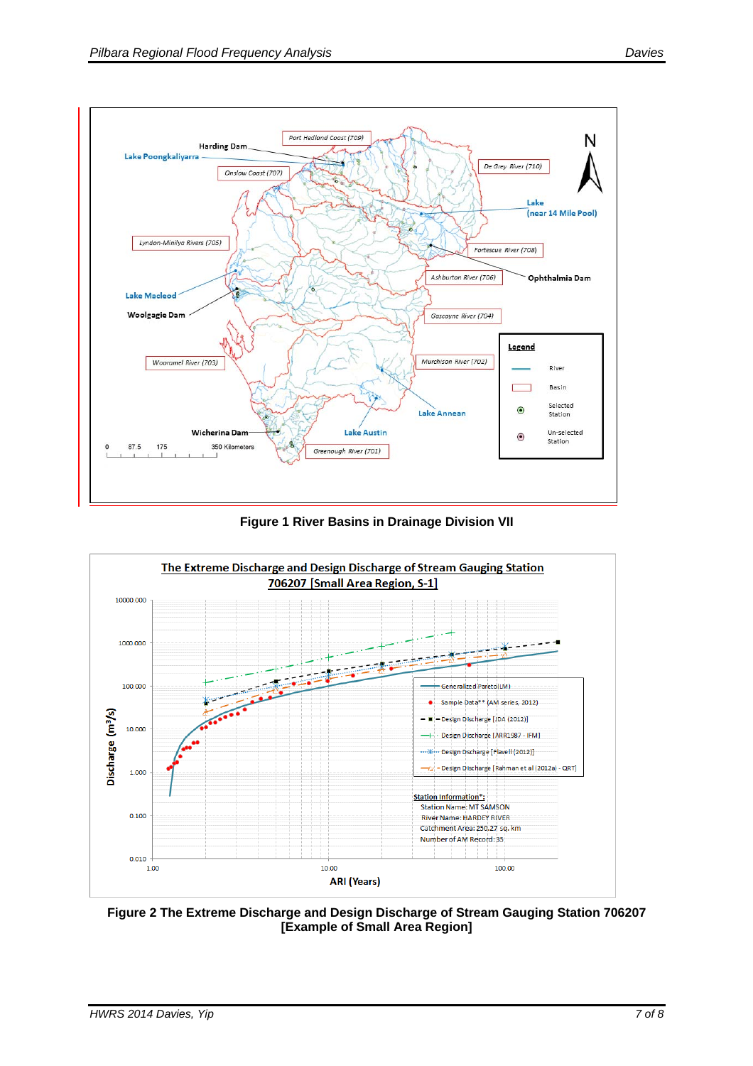**Figure 1 River Basins in Drainage Division VII**

**Figure 2 The Extreme Discharge and Design Discharge of Stream Gauging Station 706207 [Example of Small Area Region]**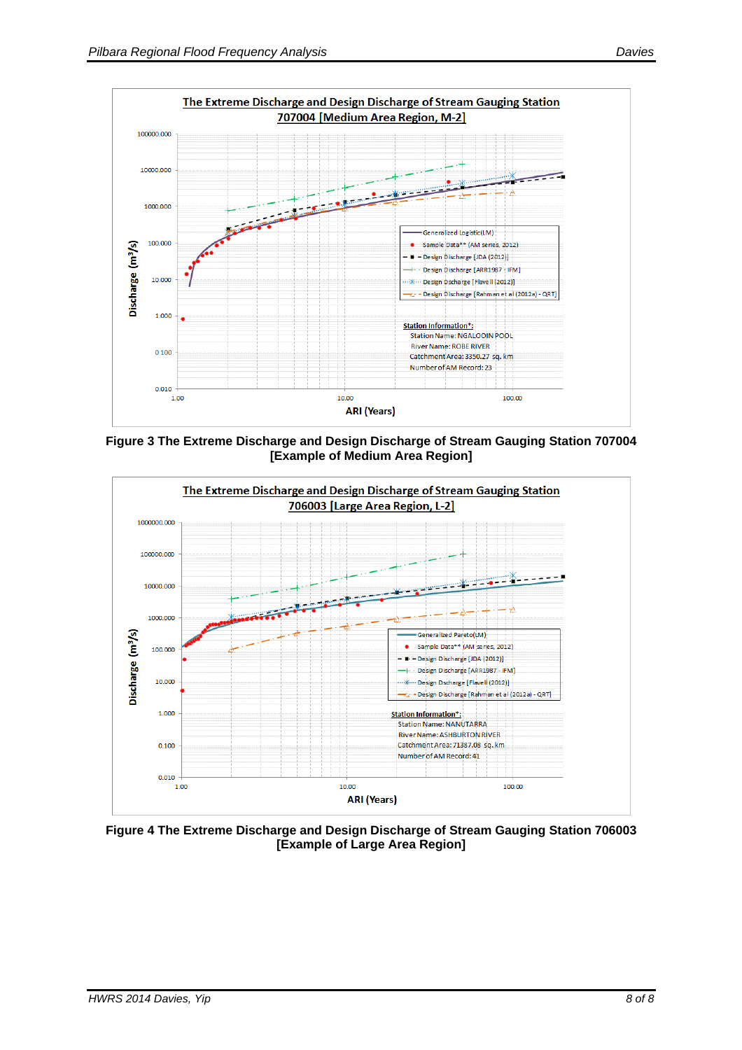The Extreme Discharge and Design Discharge of Stream Gauging Station 707004 [Medium Area Region, M-2]

Discharge (m³/s)

100000.000
10000.000
1000.000
100.000
10.000
1.000
0.100
0.010

1.00
10.00
100.00

ARI (Years)

Generalized Logistic(LM)
Sample Data** (AM series, 2012)
Design Discharge [IDA (2012)]
Design Discharge [ARR1987 - IFM]
Design Discharge [Flavell (2012)]
Design Discharge [Rahman et al (2012a) - QRT]

Station Information*:
Station Name: NGALOOIN POOL
River Name: ROBE RIVER
Catchment Area: 3350.27 sq. km
Number of AM Record: 23

**Figure 3 The Extreme Discharge and Design Discharge of Stream Gauging Station 707004 [Example of Medium Area Region]**

The Extreme Discharge and Design Discharge of Stream Gauging Station 706003 [Large Area Region, L-2]

Discharge (m³/s)

1000000.000
100000.000
10000.000
1000.000
100.000
10.000
1.000
0.100
0.010

1.00
10.00
100.00

ARI (Years)

Generalized Pareto(LM)
Sample Data** (AM series, 2012)
Design Discharge [IDA (2012)]
Design Discharge [ARR1987 - IFM]
Design Discharge [Flavell (2012)]
Design Discharge [Rahman et al (2012a) - QRT]

Station Information*:
Station Name: NANUTARRA
River Name: ASHBURTON RIVER
Catchment Area: 71387.08 sq. km
Number of AM Record: 41

**Figure 4 The Extreme Discharge and Design Discharge of Stream Gauging Station 706003 [Example of Large Area Region]**